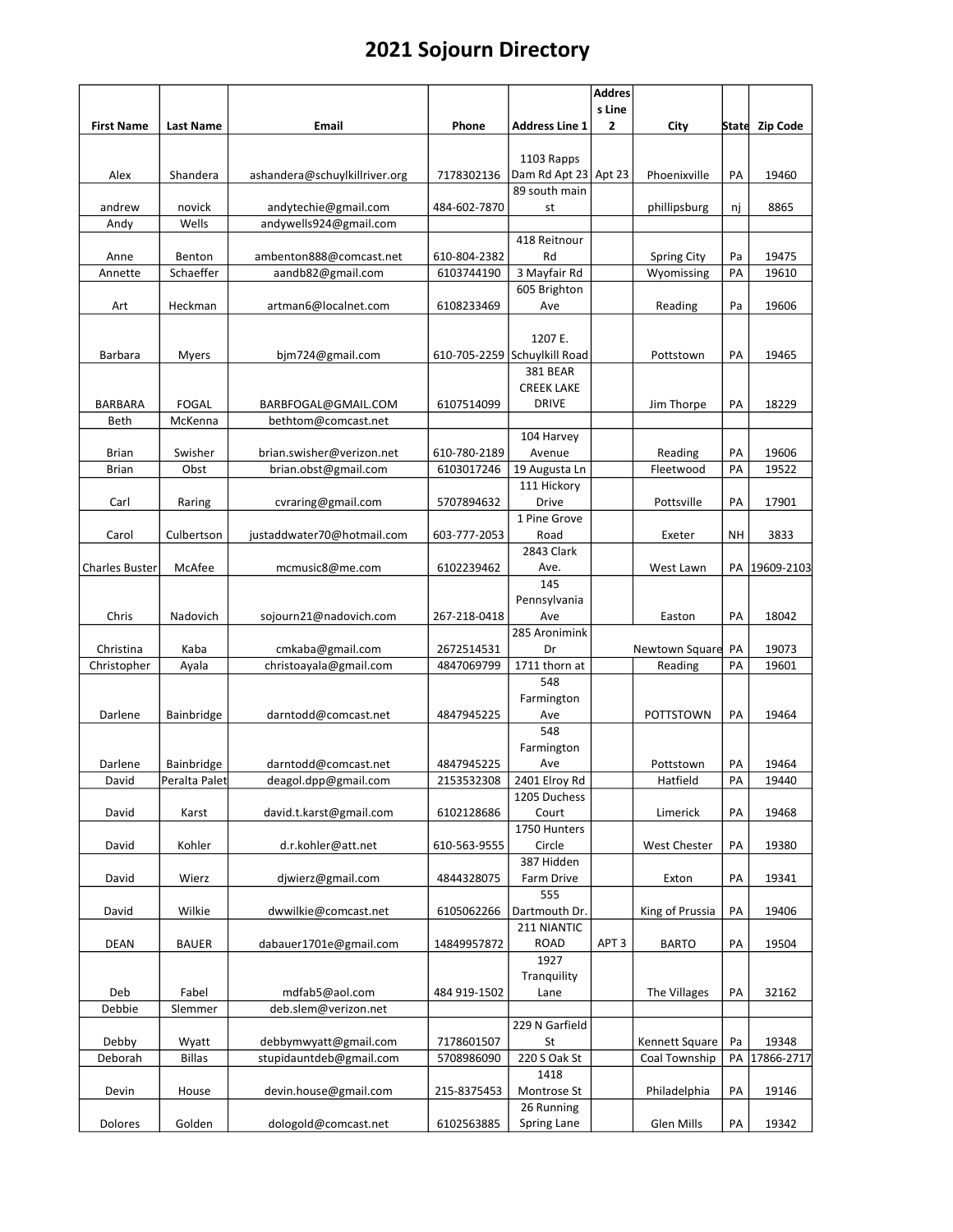# 2021 Sojourn Directory

| First Name | Last Name | Email | Phone | Address Line 1 | Address Line 2 | City | State | Zip Code |
|---|---|---|---|---|---|---|---|---|
| Alex | Shandera | ashandera@schuylkillriver.org | 7178302136 | 1103 Rapps Dam Rd Apt 23 | Apt 23 | Phoenixville | PA | 19460 |
| andrew | novick | andytechie@gmail.com | 484-602-7870 | 89 south main st | | phillipsburg | nj | 8865 |
| Andy | Wells | andywells924@gmail.com | | | | | | |
| Anne | Benton | ambenton888@comcast.net | 610-804-2382 | 418 Reitnour Rd | | Spring City | Pa | 19475 |
| Annette | Schaeffer | aandb82@gmail.com | 6103744190 | 3 Mayfair Rd | | Wyomissing | PA | 19610 |
| Art | Heckman | artman6@localnet.com | 6108233469 | 605 Brighton Ave | | Reading | Pa | 19606 |
| Barbara | Myers | bjm724@gmail.com | 610-705-2259 | 1207 E. Schuylkill Road | | Pottstown | PA | 19465 |
| BARBARA | FOGAL | BARBFOGAL@GMAIL.COM | 6107514099 | 381 BEAR CREEK LAKE DRIVE | | Jim Thorpe | PA | 18229 |
| Beth | McKenna | bethtom@comcast.net | | | | | | |
| Brian | Swisher | brian.swisher@verizon.net | 610-780-2189 | 104 Harvey Avenue | | Reading | PA | 19606 |
| Brian | Obst | brian.obst@gmail.com | 6103017246 | 19 Augusta Ln | | Fleetwood | PA | 19522 |
| Carl | Raring | cvraring@gmail.com | 5707894632 | 111 Hickory Drive | | Pottsville | PA | 17901 |
| Carol | Culbertson | justaddwater70@hotmail.com | 603-777-2053 | 1 Pine Grove Road | | Exeter | NH | 3833 |
| Charles Buster | McAfee | mcmusic8@me.com | 6102239462 | 2843 Clark Ave. | | West Lawn | PA | 19609-2103 |
| Chris | Nadovich | sojourn21@nadovich.com | 267-218-0418 | 145 Pennsylvania Ave | | Easton | PA | 18042 |
| Christina | Kaba | cmkaba@gmail.com | 2672514531 | 285 Aronimink Dr | | Newtown Square | PA | 19073 |
| Christopher | Ayala | christoayala@gmail.com | 4847069799 | 1711 thorn at | | Reading | PA | 19601 |
| Darlene | Bainbridge | darntodd@comcast.net | 4847945225 | 548 Farmington Ave | | POTTSTOWN | PA | 19464 |
| Darlene | Bainbridge | darntodd@comcast.net | 4847945225 | 548 Farmington Ave | | Pottstown | PA | 19464 |
| David | Peralta Palet | deagol.dpp@gmail.com | 2153532308 | 2401 Elroy Rd | | Hatfield | PA | 19440 |
| David | Karst | david.t.karst@gmail.com | 6102128686 | 1205 Duchess Court | | Limerick | PA | 19468 |
| David | Kohler | d.r.kohler@att.net | 610-563-9555 | 1750 Hunters Circle | | West Chester | PA | 19380 |
| David | Wierz | djwierz@gmail.com | 4844328075 | 387 Hidden Farm Drive | | Exton | PA | 19341 |
| David | Wilkie | dwwilkie@comcast.net | 6105062266 | 555 Dartmouth Dr. | | King of Prussia | PA | 19406 |
| DEAN | BAUER | dabauer1701e@gmail.com | 14849957872 | 211 NIANTIC ROAD | APT 3 | BARTO | PA | 19504 |
| Deb | Fabel | mdfab5@aol.com | 484 919-1502 | 1927 Tranquility Lane | | The Villages | PA | 32162 |
| Debbie | Slemmer | deb.slem@verizon.net | | | | | | |
| Debby | Wyatt | debbymwyatt@gmail.com | 7178601507 | 229 N Garfield St | | Kennett Square | Pa | 19348 |
| Deborah | Billas | stupidauntdeb@gmail.com | 5708986090 | 220 S Oak St | | Coal Township | PA | 17866-2717 |
| Devin | House | devin.house@gmail.com | 215-8375453 | 1418 Montrose St | | Philadelphia | PA | 19146 |
| Dolores | Golden | dologold@comcast.net | 6102563885 | 26 Running Spring Lane | | Glen Mills | PA | 19342 |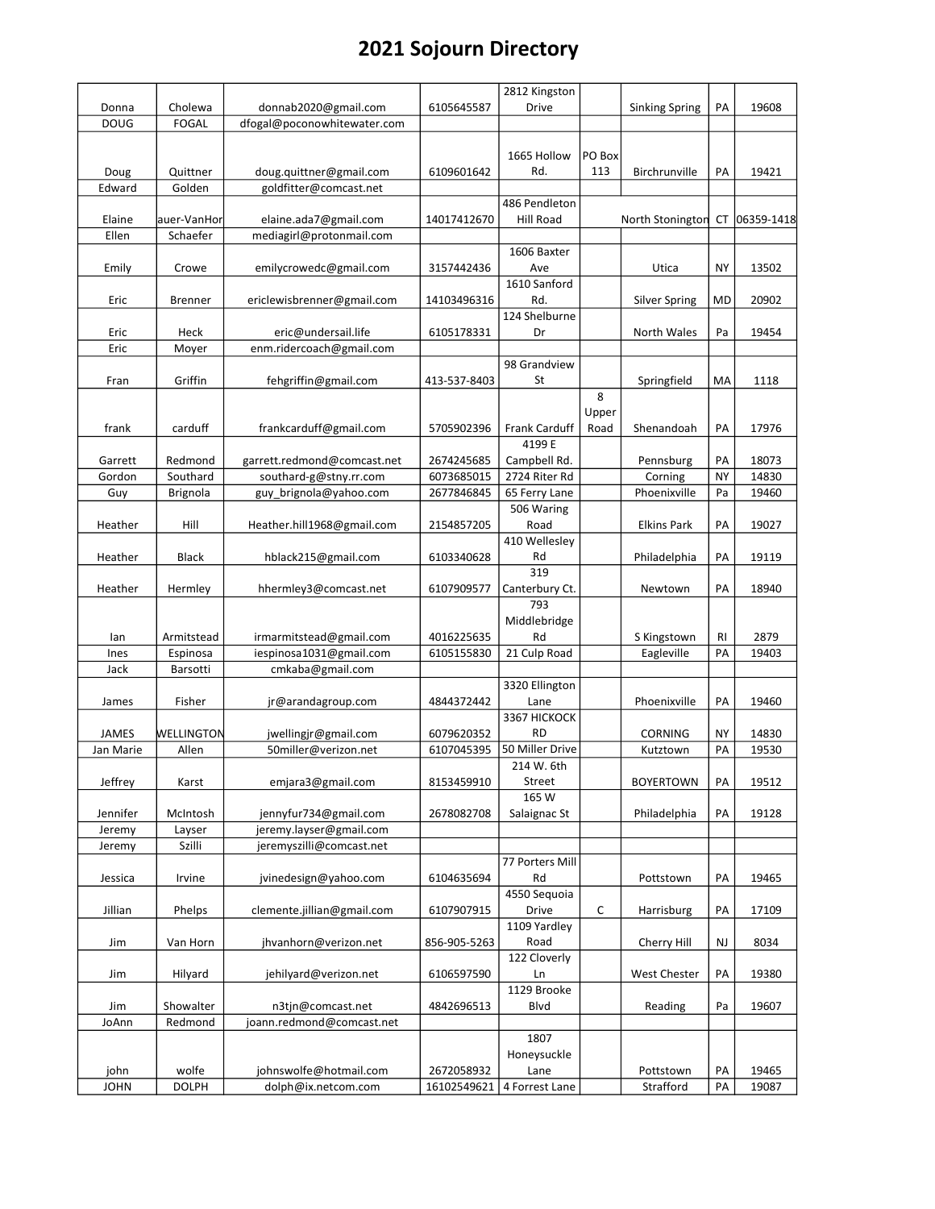# 2021 Sojourn Directory

| | | | | | | | | |
|---|---|---|---|---|---|---|---|---|
| Donna | Cholewa | donnab2020@gmail.com | 6105645587 | 2812 Kingston Drive | | Sinking Spring | PA | 19608 |
| DOUG | FOGAL | dfogal@poconowhitewater.com | | | | | | |
| Doug | Quittner | doug.quittner@gmail.com | 6109601642 | 1665 Hollow Rd. | PO Box 113 | Birchrunville | PA | 19421 |
| Edward | Golden | goldfitter@comcast.net | | | | | | |
| Elaine | auer-VanHor | elaine.ada7@gmail.com | 14017412670 | 486 Pendleton Hill Road | | North Stonington | CT | 06359-1418 |
| Ellen | Schaefer | mediagirl@protonmail.com | | | | | | |
| Emily | Crowe | emilycrowedc@gmail.com | 3157442436 | 1606 Baxter Ave | | Utica | NY | 13502 |
| Eric | Brenner | ericlewisbrenner@gmail.com | 14103496316 | 1610 Sanford Rd. | | Silver Spring | MD | 20902 |
| Eric | Heck | eric@undersail.life | 6105178331 | 124 Shelburne Dr | | North Wales | Pa | 19454 |
| Eric | Moyer | enm.ridercoach@gmail.com | | | | | | |
| Fran | Griffin | fehgriffin@gmail.com | 413-537-8403 | 98 Grandview St | | Springfield | MA | 1118 |
| frank | carduff | frankcarduff@gmail.com | 5705902396 | Frank Carduff | 8 Upper Road | Shenandoah | PA | 17976 |
| Garrett | Redmond | garrett.redmond@comcast.net | 2674245685 | 4199 E Campbell Rd. | | Pennsburg | PA | 18073 |
| Gordon | Southard | southard-g@stny.rr.com | 6073685015 | 2724 Riter Rd | | Corning | NY | 14830 |
| Guy | Brignola | guy_brignola@yahoo.com | 2677846845 | 65 Ferry Lane | | Phoenixville | Pa | 19460 |
| Heather | Hill | Heather.hill1968@gmail.com | 2154857205 | 506 Waring Road | | Elkins Park | PA | 19027 |
| Heather | Black | hblack215@gmail.com | 6103340628 | 410 Wellesley Rd | | Philadelphia | PA | 19119 |
| Heather | Hermley | hhermley3@comcast.net | 6107909577 | 319 Canterbury Ct. | | Newtown | PA | 18940 |
| Ian | Armitstead | irmarmitstead@gmail.com | 4016225635 | 793 Middlebridge Rd | | S Kingstown | RI | 2879 |
| Ines | Espinosa | iespinosa1031@gmail.com | 6105155830 | 21 Culp Road | | Eagleville | PA | 19403 |
| Jack | Barsotti | cmkaba@gmail.com | | | | | | |
| James | Fisher | jr@arandagroup.com | 4844372442 | 3320 Ellington Lane | | Phoenixville | PA | 19460 |
| JAMES | WELLINGTON | jwellingjr@gmail.com | 6079620352 | 3367 HICKOCK RD | | CORNING | NY | 14830 |
| Jan Marie | Allen | 50miller@verizon.net | 6107045395 | 50 Miller Drive | | Kutztown | PA | 19530 |
| Jeffrey | Karst | emjara3@gmail.com | 8153459910 | 214 W. 6th Street | | BOYERTOWN | PA | 19512 |
| Jennifer | McIntosh | jennyfur734@gmail.com | 2678082708 | 165 W Salaignac St | | Philadelphia | PA | 19128 |
| Jeremy | Layser | jeremy.layser@gmail.com | | | | | | |
| Jeremy | Szilli | jeremyszilli@comcast.net | | | | | | |
| Jessica | Irvine | jvinedesign@yahoo.com | 6104635694 | 77 Porters Mill Rd | | Pottstown | PA | 19465 |
| Jillian | Phelps | clemente.jillian@gmail.com | 6107907915 | 4550 Sequoia Drive | C | Harrisburg | PA | 17109 |
| Jim | Van Horn | jhvanhorn@verizon.net | 856-905-5263 | 1109 Yardley Road | | Cherry Hill | NJ | 8034 |
| Jim | Hilyard | jehilyard@verizon.net | 6106597590 | 122 Cloverly Ln | | West Chester | PA | 19380 |
| Jim | Showalter | n3tjn@comcast.net | 4842696513 | 1129 Brooke Blvd | | Reading | Pa | 19607 |
| JoAnn | Redmond | joann.redmond@comcast.net | | | | | | |
| john | wolfe | johnswolfe@hotmail.com | 2672058932 | 1807 Honeysuckle Lane | | Pottstown | PA | 19465 |
| JOHN | DOLPH | dolph@ix.netcom.com | 16102549621 | 4 Forrest Lane | | Strafford | PA | 19087 |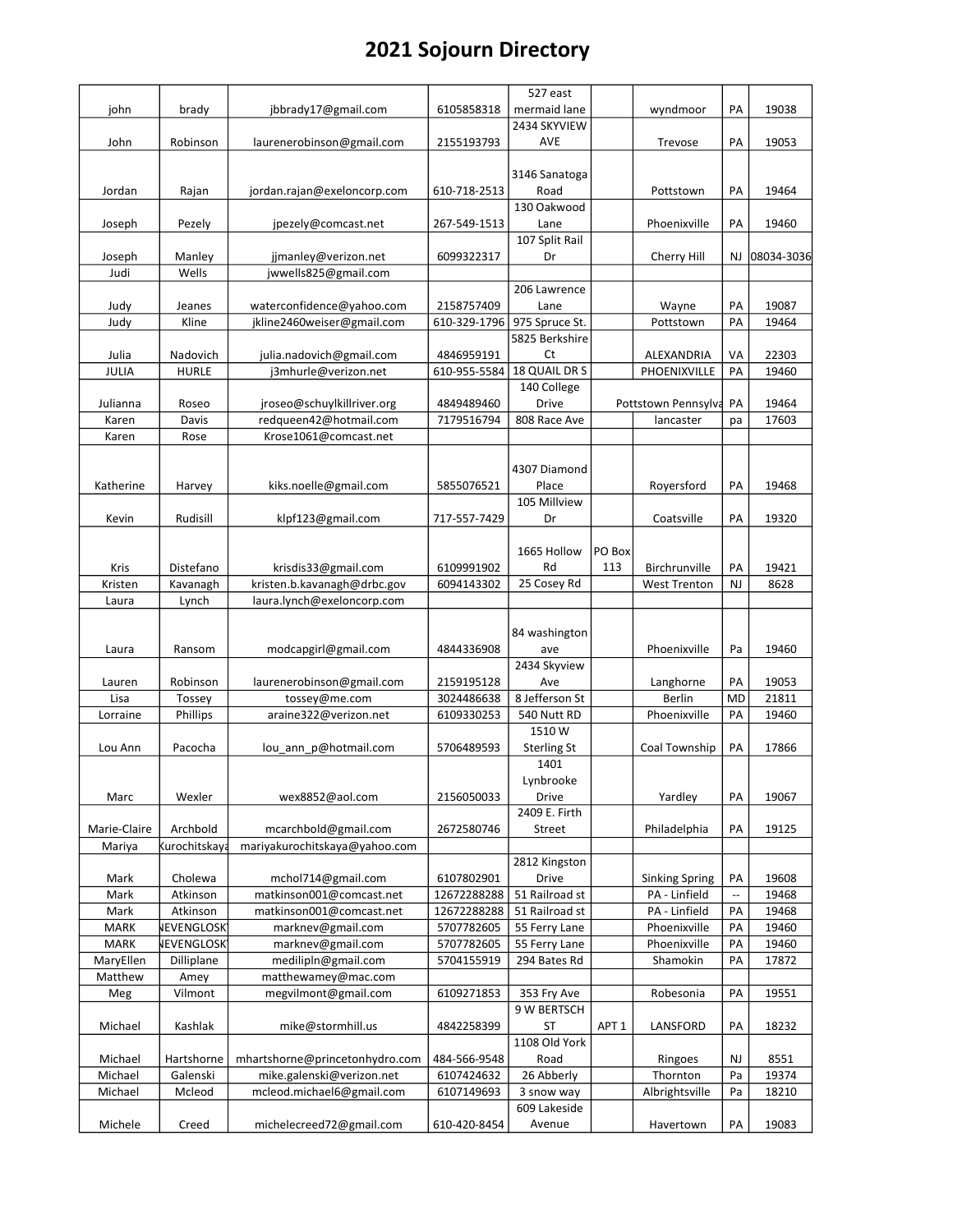# 2021 Sojourn Directory

| | | | | | | | | |
|---|---|---|---|---|---|---|---|---|
| john | brady | jbbrady17@gmail.com | 6105858318 | 527 east mermaid lane | | wyndmoor | PA | 19038 |
| John | Robinson | laurenerobinson@gmail.com | 2155193793 | 2434 SKYVIEW AVE | | Trevose | PA | 19053 |
| Jordan | Rajan | jordan.rajan@exeloncorp.com | 610-718-2513 | 3146 Sanatoga Road | | Pottstown | PA | 19464 |
| Joseph | Pezely | jpezely@comcast.net | 267-549-1513 | 130 Oakwood Lane | | Phoenixville | PA | 19460 |
| Joseph | Manley | jjmanley@verizon.net | 6099322317 | 107 Split Rail Dr | | Cherry Hill | NJ | 08034-3036 |
| Judi | Wells | jwwells825@gmail.com | | | | | | |
| Judy | Jeanes | waterconfidence@yahoo.com | 2158757409 | 206 Lawrence Lane | | Wayne | PA | 19087 |
| Judy | Kline | jkline2460weiser@gmail.com | 610-329-1796 | 975 Spruce St. | | Pottstown | PA | 19464 |
| Julia | Nadovich | julia.nadovich@gmail.com | 4846959191 | 5825 Berkshire Ct | | ALEXANDRIA | VA | 22303 |
| JULIA | HURLE | j3mhurle@verizon.net | 610-955-5584 | 18 QUAIL DR S | | PHOENIXVILLE | PA | 19460 |
| Julianna | Roseo | jroseo@schuylkillriver.org | 4849489460 | 140 College Drive | | Pottstown Pennsylva | PA | 19464 |
| Karen | Davis | redqueen42@hotmail.com | 7179516794 | 808 Race Ave | | lancaster | pa | 17603 |
| Karen | Rose | Krose1061@comcast.net | | | | | | |
| Katherine | Harvey | kiks.noelle@gmail.com | 5855076521 | 4307 Diamond Place | | Royersford | PA | 19468 |
| Kevin | Rudisill | klpf123@gmail.com | 717-557-7429 | 105 Millview Dr | | Coatsville | PA | 19320 |
| Kris | Distefano | krisdis33@gmail.com | 6109991902 | 1665 Hollow Rd | PO Box 113 | Birchrunville | PA | 19421 |
| Kristen | Kavanagh | kristen.b.kavanagh@drbc.gov | 6094143302 | 25 Cosey Rd | | West Trenton | NJ | 8628 |
| Laura | Lynch | laura.lynch@exeloncorp.com | | | | | | |
| Laura | Ransom | modcapgirl@gmail.com | 4844336908 | 84 washington ave | | Phoenixville | Pa | 19460 |
| Lauren | Robinson | laurenerobinson@gmail.com | 2159195128 | 2434 Skyview Ave | | Langhorne | PA | 19053 |
| Lisa | Tossey | tossey@me.com | 3024486638 | 8 Jefferson St | | Berlin | MD | 21811 |
| Lorraine | Phillips | araine322@verizon.net | 6109330253 | 540 Nutt RD | | Phoenixville | PA | 19460 |
| Lou Ann | Pacocha | lou_ann_p@hotmail.com | 5706489593 | 1510 W Sterling St | | Coal Township | PA | 17866 |
| Marc | Wexler | wex8852@aol.com | 2156050033 | 1401 Lynbrooke Drive | | Yardley | PA | 19067 |
| Marie-Claire | Archbold | mcarchbold@gmail.com | 2672580746 | 2409 E. Firth Street | | Philadelphia | PA | 19125 |
| Mariya | Kurochitskaya | mariyakurochitskaya@yahoo.com | | | | | | |
| Mark | Cholewa | mchol714@gmail.com | 6107802901 | 2812 Kingston Drive | | Sinking Spring | PA | 19608 |
| Mark | Atkinson | matkinson001@comcast.net | 12672288288 | 51 Railroad st | | PA - Linfield | -- | 19468 |
| Mark | Atkinson | matkinson001@comcast.net | 12672288288 | 51 Railroad st | | PA - Linfield | PA | 19468 |
| MARK | NEVENGLOSKY | marknev@gmail.com | 5707782605 | 55 Ferry Lane | | Phoenixville | PA | 19460 |
| MARK | NEVENGLOSKY | marknev@gmail.com | 5707782605 | 55 Ferry Lane | | Phoenixville | PA | 19460 |
| MaryEllen | Dilliplane | medilipln@gmail.com | 5704155919 | 294 Bates Rd | | Shamokin | PA | 17872 |
| Matthew | Amey | matthewamey@mac.com | | | | | | |
| Meg | Vilmont | megvilmont@gmail.com | 6109271853 | 353 Fry Ave | | Robesonia | PA | 19551 |
| Michael | Kashlak | mike@stormhill.us | 4842258399 | 9 W BERTSCH ST | APT 1 | LANSFORD | PA | 18232 |
| Michael | Hartshorne | mhartshorne@princetonhydro.com | 484-566-9548 | 1108 Old York Road | | Ringoes | NJ | 8551 |
| Michael | Galenski | mike.galenski@verizon.net | 6107424632 | 26 Abberly | | Thornton | Pa | 19374 |
| Michael | Mcleod | mcleod.michael6@gmail.com | 6107149693 | 3 snow way | | Albrightsville | Pa | 18210 |
| Michele | Creed | michelecreed72@gmail.com | 610-420-8454 | 609 Lakeside Avenue | | Havertown | PA | 19083 |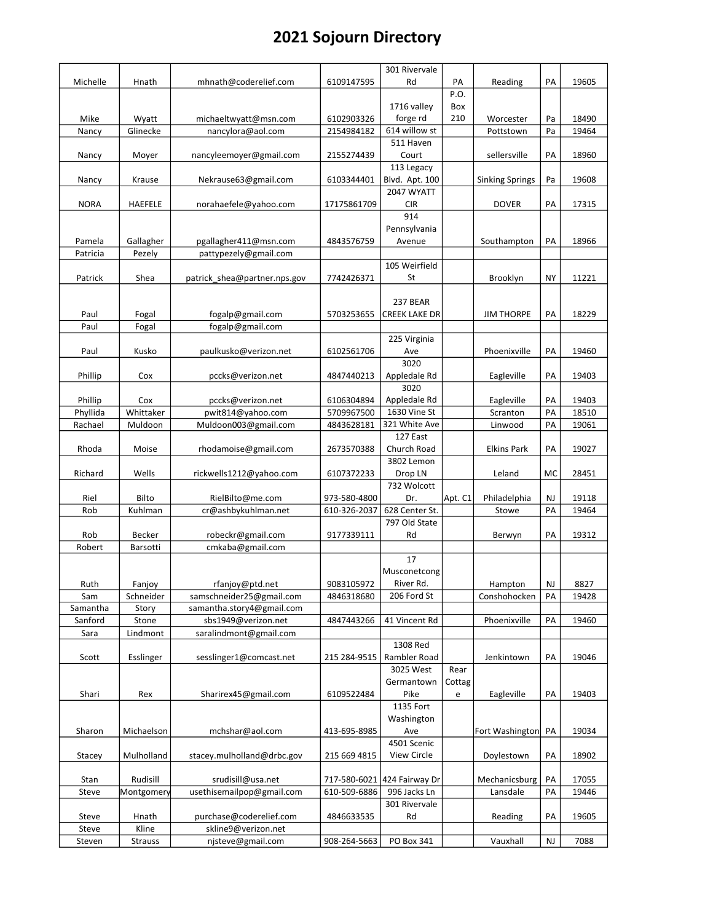# 2021 Sojourn Directory

| | | | | | | | | |
|---|---|---|---|---|---|---|---|---|
| Michelle | Hnath | mhnath@coderelief.com | 6109147595 | 301 Rivervale Rd | PA | Reading | PA | 19605 |
| Mike | Wyatt | michaeltwyatt@msn.com | 6102903326 | 1716 valley forge rd | P.O. Box 210 | Worcester | Pa | 18490 |
| Nancy | Glinecke | nancylora@aol.com | 2154984182 | 614 willow st | | Pottstown | Pa | 19464 |
| Nancy | Moyer | nancyleemoyer@gmail.com | 2155274439 | 511 Haven Court | | sellersville | PA | 18960 |
| Nancy | Krause | Nekrause63@gmail.com | 6103344401 | 113 Legacy Blvd. Apt. 100 | | Sinking Springs | Pa | 19608 |
| NORA | HAEFELE | norahaefele@yahoo.com | 17175861709 | 2047 WYATT CIR | | DOVER | PA | 17315 |
| Pamela | Gallagher | pgallagher411@msn.com | 4843576759 | 914 Pennsylvania Avenue | | Southampton | PA | 18966 |
| Patricia | Pezely | pattypezely@gmail.com | | | | | | |
| Patrick | Shea | patrick_shea@partner.nps.gov | 7742426371 | 105 Weirfield St | | Brooklyn | NY | 11221 |
| Paul | Fogal | fogalp@gmail.com | 5703253655 | 237 BEAR CREEK LAKE DR | | JIM THORPE | PA | 18229 |
| Paul | Fogal | fogalp@gmail.com | | | | | | |
| Paul | Kusko | paulkusko@verizon.net | 6102561706 | 225 Virginia Ave | | Phoenixville | PA | 19460 |
| Phillip | Cox | pccks@verizon.net | 4847440213 | 3020 Appledale Rd | | Eagleville | PA | 19403 |
| Phillip | Cox | pccks@verizon.net | 6106304894 | 3020 Appledale Rd | | Eagleville | PA | 19403 |
| Phyllida | Whittaker | pwit814@yahoo.com | 5709967500 | 1630 Vine St | | Scranton | PA | 18510 |
| Rachael | Muldoon | Muldoon003@gmail.com | 4843628181 | 321 White Ave | | Linwood | PA | 19061 |
| Rhoda | Moise | rhodamoise@gmail.com | 2673570388 | 127 East Church Road | | Elkins Park | PA | 19027 |
| Richard | Wells | rickwells1212@yahoo.com | 6107372233 | 3802 Lemon Drop LN | | Leland | MC | 28451 |
| Riel | Bilto | RielBilto@me.com | 973-580-4800 | 732 Wolcott Dr. | Apt. C1 | Philadelphia | NJ | 19118 |
| Rob | Kuhlman | cr@ashbykuhlman.net | 610-326-2037 | 628 Center St. | | Stowe | PA | 19464 |
| Rob | Becker | robeckr@gmail.com | 9177339111 | 797 Old State Rd | | Berwyn | PA | 19312 |
| Robert | Barsotti | cmkaba@gmail.com | | | | | | |
| Ruth | Fanjoy | rfanjoy@ptd.net | 9083105972 | 17 Musconetcong River Rd. | | Hampton | NJ | 8827 |
| Sam | Schneider | samschneider25@gmail.com | 4846318680 | 206 Ford St | | Conshohocken | PA | 19428 |
| Samantha | Story | samantha.story4@gmail.com | | | | | | |
| Sanford | Stone | sbs1949@verizon.net | 4847443266 | 41 Vincent Rd | | Phoenixville | PA | 19460 |
| Sara | Lindmont | saralindmont@gmail.com | | | | | | |
| Scott | Esslinger | sesslinger1@comcast.net | 215 284-9515 | 1308 Red Rambler Road | | Jenkintown | PA | 19046 |
| Shari | Rex | Sharirex45@gmail.com | 6109522484 | 3025 West Germantown Pike | Rear Cottage | Eagleville | PA | 19403 |
| Sharon | Michaelson | mchshar@aol.com | 413-695-8985 | 1135 Fort Washington Ave | | Fort Washington | PA | 19034 |
| Stacey | Mulholland | stacey.mulholland@drbc.gov | 215 669 4815 | 4501 Scenic View Circle | | Doylestown | PA | 18902 |
| Stan | Rudisill | srudisill@usa.net | 717-580-6021 | 424 Fairway Dr | | Mechanicsburg | PA | 17055 |
| Steve | Montgomery | usethisemailpop@gmail.com | 610-509-6886 | 996 Jacks Ln | | Lansdale | PA | 19446 |
| Steve | Hnath | purchase@coderelief.com | 4846633535 | 301 Rivervale Rd | | Reading | PA | 19605 |
| Steve | Kline | skline9@verizon.net | | | | | | |
| Steven | Strauss | njsteve@gmail.com | 908-264-5663 | PO Box 341 | | Vauxhall | NJ | 7088 |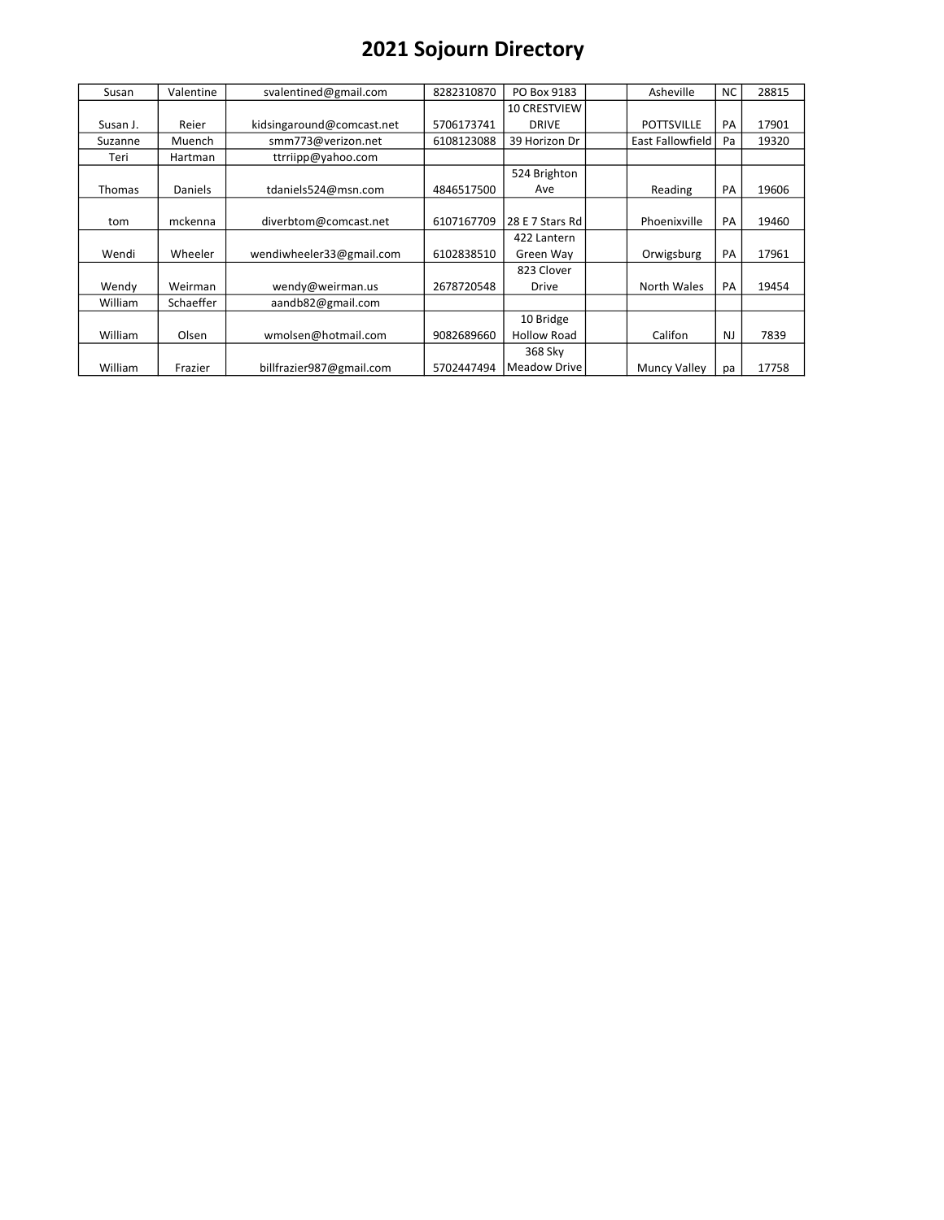# 2021 Sojourn Directory

| | | | | | | | | |
|---|---|---|---|---|---|---|---|---|
| Susan | Valentine | svalentined@gmail.com | 8282310870 | PO Box 9183 | | Asheville | NC | 28815 |
| Susan J. | Reier | kidsingaround@comcast.net | 5706173741 | 10 CRESTVIEW DRIVE | | POTTSVILLE | PA | 17901 |
| Suzanne | Muench | smm773@verizon.net | 6108123088 | 39 Horizon Dr | | East Fallowfield | Pa | 19320 |
| Teri | Hartman | ttrriipp@yahoo.com | | | | | | |
| Thomas | Daniels | tdaniels524@msn.com | 4846517500 | 524 Brighton Ave | | Reading | PA | 19606 |
| tom | mckenna | diverbtom@comcast.net | 6107167709 | 28 E 7 Stars Rd | | Phoenixville | PA | 19460 |
| Wendi | Wheeler | wendiwheeler33@gmail.com | 6102838510 | 422 Lantern Green Way | | Orwigsburg | PA | 17961 |
| Wendy | Weirman | wendy@weirman.us | 2678720548 | 823 Clover Drive | | North Wales | PA | 19454 |
| William | Schaeffer | aandb82@gmail.com | | | | | | |
| William | Olsen | wmolsen@hotmail.com | 9082689660 | 10 Bridge Hollow Road | | Califon | NJ | 7839 |
| William | Frazier | billfrazier987@gmail.com | 5702447494 | 368 Sky Meadow Drive | | Muncy Valley | pa | 17758 |